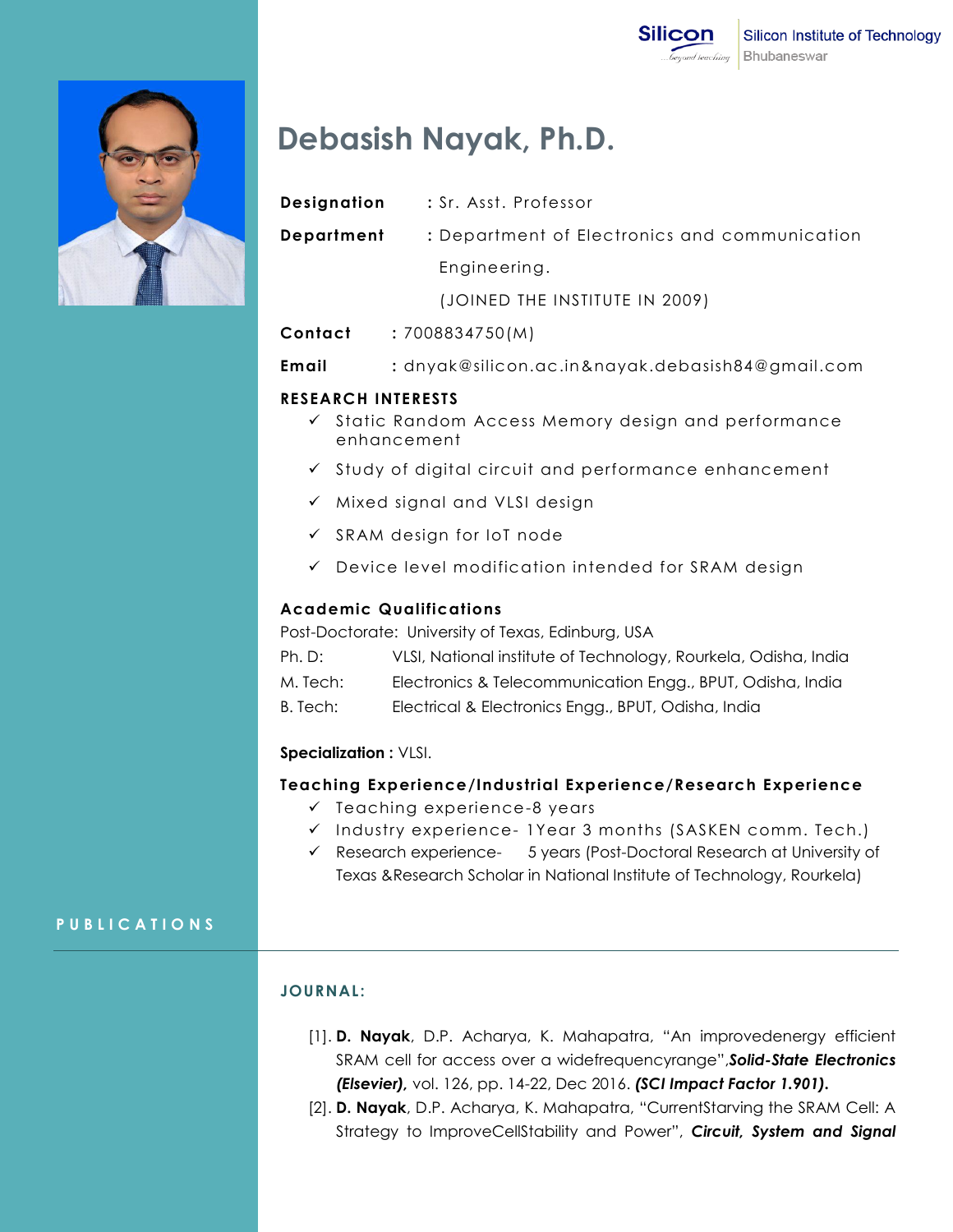Silicon Institute of Technology
Bhubaneswar

# Debasish Nayak, Ph.D.

**Designation** : Sr. Asst. Professor

**Department** : Department of Electronics and communication Engineering.

(JOINED THE INSTITUTE IN 2009)

**Contact** : 7008834750(M)

**Email** : dnyak@silicon.ac.in&nayak.debasish84@gmail.com

## RESEARCH INTERESTS

- ✓ Static Random Access Memory design and performance enhancement
- ✓ Study of digital circuit and performance enhancement
- ✓ Mixed signal and VLSI design
- ✓ SRAM design for IoT node
- ✓ Device level modification intended for SRAM design

## Academic Qualifications

Post-Doctorate: University of Texas, Edinburg, USA

Ph. D: VLSI, National institute of Technology, Rourkela, Odisha, India

M. Tech: Electronics & Telecommunication Engg., BPUT, Odisha, India

B. Tech: Electrical & Electronics Engg., BPUT, Odisha, India

**Specialization :** VLSI.

## Teaching Experience/Industrial Experience/Research Experience

- ✓ Teaching experience-8 years
- ✓ Industry experience- 1Year 3 months (SASKEN comm. Tech.)
- ✓ Research experience- 5 years (Post-Doctoral Research at University of Texas &Research Scholar in National Institute of Technology, Rourkela)

## PUBLICATIONS

### JOURNAL:

[1]. **D. Nayak**, D.P. Acharya, K. Mahapatra, "An improvedenergy efficient SRAM cell for access over a widefrequencyrange",***Solid-State Electronics (Elsevier)***, vol. 126, pp. 14-22, Dec 2016. ***(SCI Impact Factor 1.901).***

[2]. **D. Nayak**, D.P. Acharya, K. Mahapatra, "CurrentStarving the SRAM Cell: A Strategy to ImproveCellStability and Power", ***Circuit, System and Signal***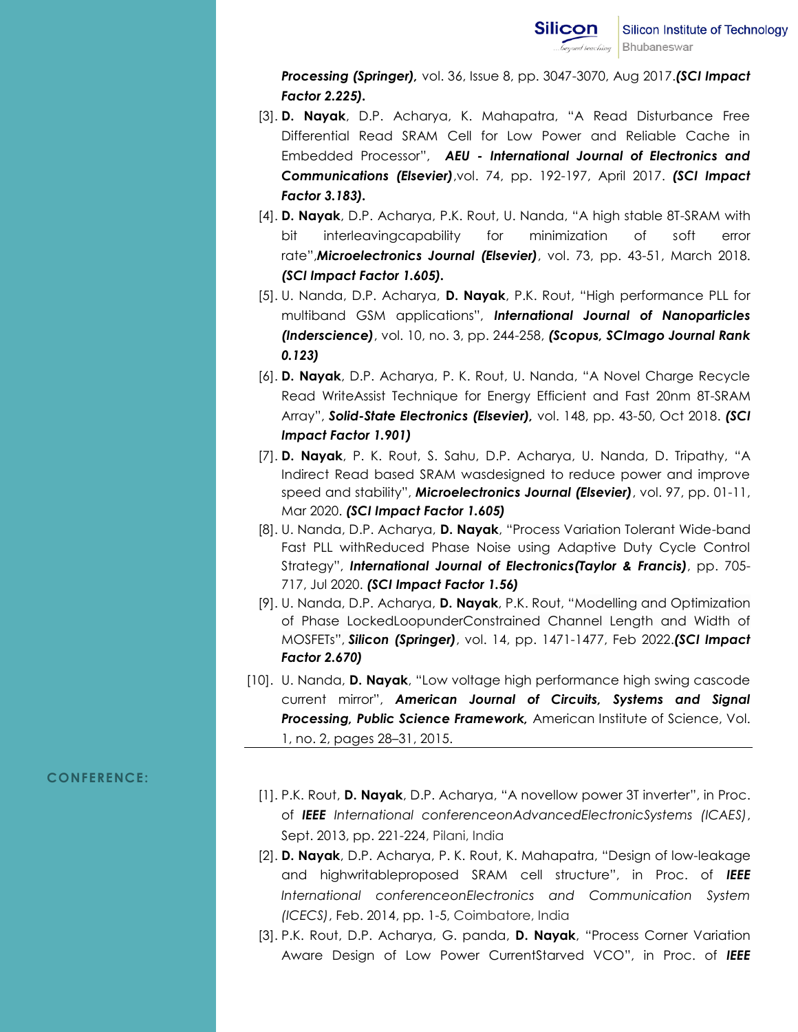***Processing (Springer),*** vol. 36, Issue 8, pp. 3047-3070, Aug 2017.***(SCI Impact Factor 2.225).***

[3]. **D. Nayak**, D.P. Acharya, K. Mahapatra, "A Read Disturbance Free Differential Read SRAM Cell for Low Power and Reliable Cache in Embedded Processor", ***AEU - International Journal of Electronics and Communications (Elsevier)***,vol. 74, pp. 192-197, April 2017. ***(SCI Impact Factor 3.183).***

[4]. **D. Nayak**, D.P. Acharya, P.K. Rout, U. Nanda, "A high stable 8T-SRAM with bit interleavingcapability for minimization of soft error rate",***Microelectronics Journal (Elsevier)***, vol. 73, pp. 43-51, March 2018. ***(SCI Impact Factor 1.605).***

[5]. U. Nanda, D.P. Acharya, **D. Nayak**, P.K. Rout, "High performance PLL for multiband GSM applications", ***International Journal of Nanoparticles (Inderscience)***, vol. 10, no. 3, pp. 244-258, ***(Scopus, SCImago Journal Rank 0.123)***

[6]. **D. Nayak**, D.P. Acharya, P. K. Rout, U. Nanda, "A Novel Charge Recycle Read WriteAssist Technique for Energy Efficient and Fast 20nm 8T-SRAM Array", ***Solid-State Electronics (Elsevier),*** vol. 148, pp. 43-50, Oct 2018. ***(SCI Impact Factor 1.901)***

[7]. **D. Nayak**, P. K. Rout, S. Sahu, D.P. Acharya, U. Nanda, D. Tripathy, "A Indirect Read based SRAM wasdesigned to reduce power and improve speed and stability", ***Microelectronics Journal (Elsevier)***, vol. 97, pp. 01-11, Mar 2020. ***(SCI Impact Factor 1.605)***

[8]. U. Nanda, D.P. Acharya, **D. Nayak**, "Process Variation Tolerant Wide-band Fast PLL withReduced Phase Noise using Adaptive Duty Cycle Control Strategy", ***International Journal of Electronics(Taylor & Francis)***, pp. 705-717, Jul 2020. ***(SCI Impact Factor 1.56)***

[9]. U. Nanda, D.P. Acharya, **D. Nayak**, P.K. Rout, "Modelling and Optimization of Phase LockedLoopunderConstrained Channel Length and Width of MOSFETs", ***Silicon (Springer)***, vol. 14, pp. 1471-1477, Feb 2022.***(SCI Impact Factor 2.670)***

[10]. U. Nanda, **D. Nayak**, "Low voltage high performance high swing cascode current mirror", ***American Journal of Circuits, Systems and Signal Processing, Public Science Framework,*** American Institute of Science, Vol. 1, no. 2, pages 28–31, 2015.

## CONFERENCE:

[1]. P.K. Rout, **D. Nayak**, D.P. Acharya, "A novellow power 3T inverter", in Proc. of ***IEEE*** *International conferenceonAdvancedElectronicSystems (ICAES)*, Sept. 2013, pp. 221-224, Pilani, India

[2]. **D. Nayak**, D.P. Acharya, P. K. Rout, K. Mahapatra, "Design of low-leakage and highwritableproposed SRAM cell structure", in Proc. of ***IEEE*** *International conferenceonElectronics and Communication System (ICECS)*, Feb. 2014, pp. 1-5, Coimbatore, India

[3]. P.K. Rout, D.P. Acharya, G. panda, **D. Nayak**, "Process Corner Variation Aware Design of Low Power CurrentStarved VCO", in Proc. of ***IEEE***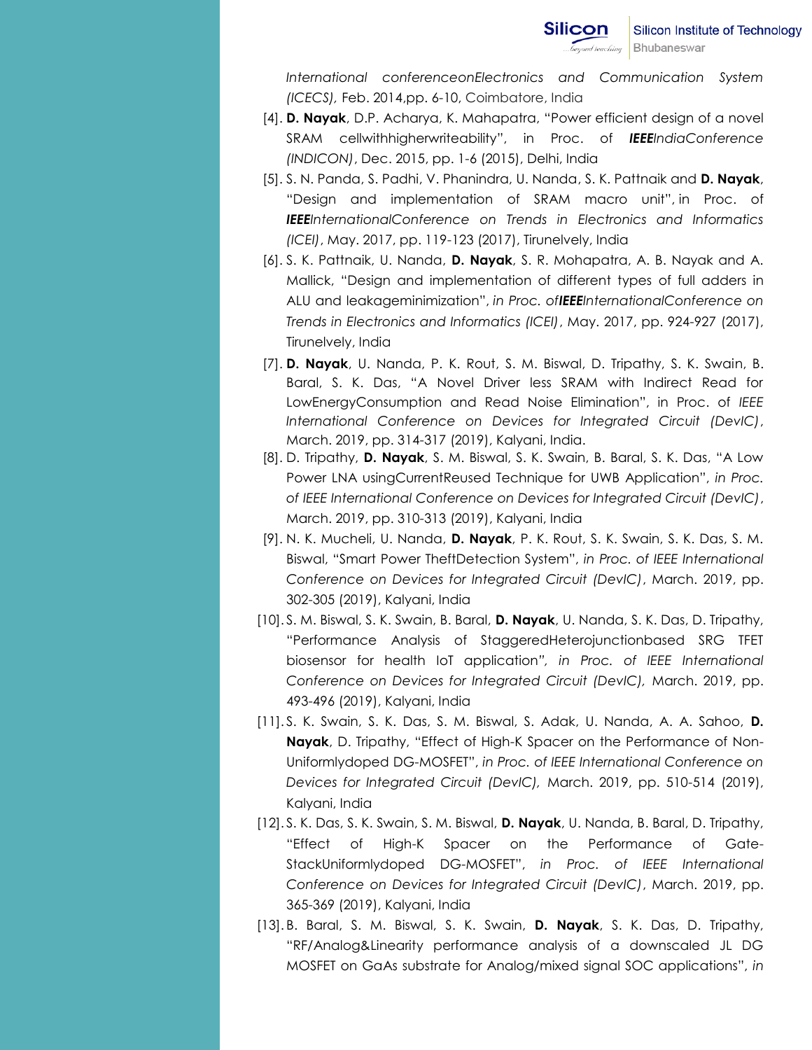*International conferenceonElectronics and Communication System (ICECS),* Feb. 2014,pp. 6-10, Coimbatore, India

[4]. **D. Nayak**, D.P. Acharya, K. Mahapatra, "Power efficient design of a novel SRAM cellwithhigherwriteability", in Proc. of ***IEEE****IndiaConference (INDICON)*, Dec. 2015, pp. 1-6 (2015), Delhi, India

[5]. S. N. Panda, S. Padhi, V. Phanindra, U. Nanda, S. K. Pattnaik and **D. Nayak**, "Design and implementation of SRAM macro unit", in Proc. of ***IEEE****InternationalConference on Trends in Electronics and Informatics (ICEI)*, May. 2017, pp. 119-123 (2017), Tirunelvely, India

[6]. S. K. Pattnaik, U. Nanda, **D. Nayak**, S. R. Mohapatra, A. B. Nayak and A. Mallick, "Design and implementation of different types of full adders in ALU and leakageminimization", *in Proc. of**IEEE**InternationalConference on Trends in Electronics and Informatics (ICEI)*, May. 2017, pp. 924-927 (2017), Tirunelvely, India

[7]. **D. Nayak**, U. Nanda, P. K. Rout, S. M. Biswal, D. Tripathy, S. K. Swain, B. Baral, S. K. Das, "A Novel Driver less SRAM with Indirect Read for LowEnergyConsumption and Read Noise Elimination", in Proc. of *IEEE International Conference on Devices for Integrated Circuit (DevIC)*, March. 2019, pp. 314-317 (2019), Kalyani, India.

[8]. D. Tripathy, **D. Nayak**, S. M. Biswal, S. K. Swain, B. Baral, S. K. Das, "A Low Power LNA usingCurrentReused Technique for UWB Application", *in Proc. of IEEE International Conference on Devices for Integrated Circuit (DevIC)*, March. 2019, pp. 310-313 (2019), Kalyani, India

[9]. N. K. Mucheli, U. Nanda, **D. Nayak**, P. K. Rout, S. K. Swain, S. K. Das, S. M. Biswal, "Smart Power TheftDetection System", *in Proc. of IEEE International Conference on Devices for Integrated Circuit (DevIC)*, March. 2019, pp. 302-305 (2019), Kalyani, India

[10]. S. M. Biswal, S. K. Swain, B. Baral, **D. Nayak**, U. Nanda, S. K. Das, D. Tripathy, "Performance Analysis of StaggeredHeterojunctionbased SRG TFET biosensor for health IoT application", *in Proc. of IEEE International Conference on Devices for Integrated Circuit (DevIC),* March. 2019, pp. 493-496 (2019), Kalyani, India

[11]. S. K. Swain, S. K. Das, S. M. Biswal, S. Adak, U. Nanda, A. A. Sahoo, **D. Nayak**, D. Tripathy, "Effect of High-K Spacer on the Performance of Non-Uniformlydoped DG-MOSFET", *in Proc. of IEEE International Conference on Devices for Integrated Circuit (DevIC),* March. 2019, pp. 510-514 (2019), Kalyani, India

[12]. S. K. Das, S. K. Swain, S. M. Biswal, **D. Nayak**, U. Nanda, B. Baral, D. Tripathy, "Effect of High-K Spacer on the Performance of Gate-StackUniformlydoped DG-MOSFET", *in Proc. of IEEE International Conference on Devices for Integrated Circuit (DevIC)*, March. 2019, pp. 365-369 (2019), Kalyani, India

[13]. B. Baral, S. M. Biswal, S. K. Swain, **D. Nayak**, S. K. Das, D. Tripathy, "RF/Analog&Linearity performance analysis of a downscaled JL DG MOSFET on GaAs substrate for Analog/mixed signal SOC applications", *in*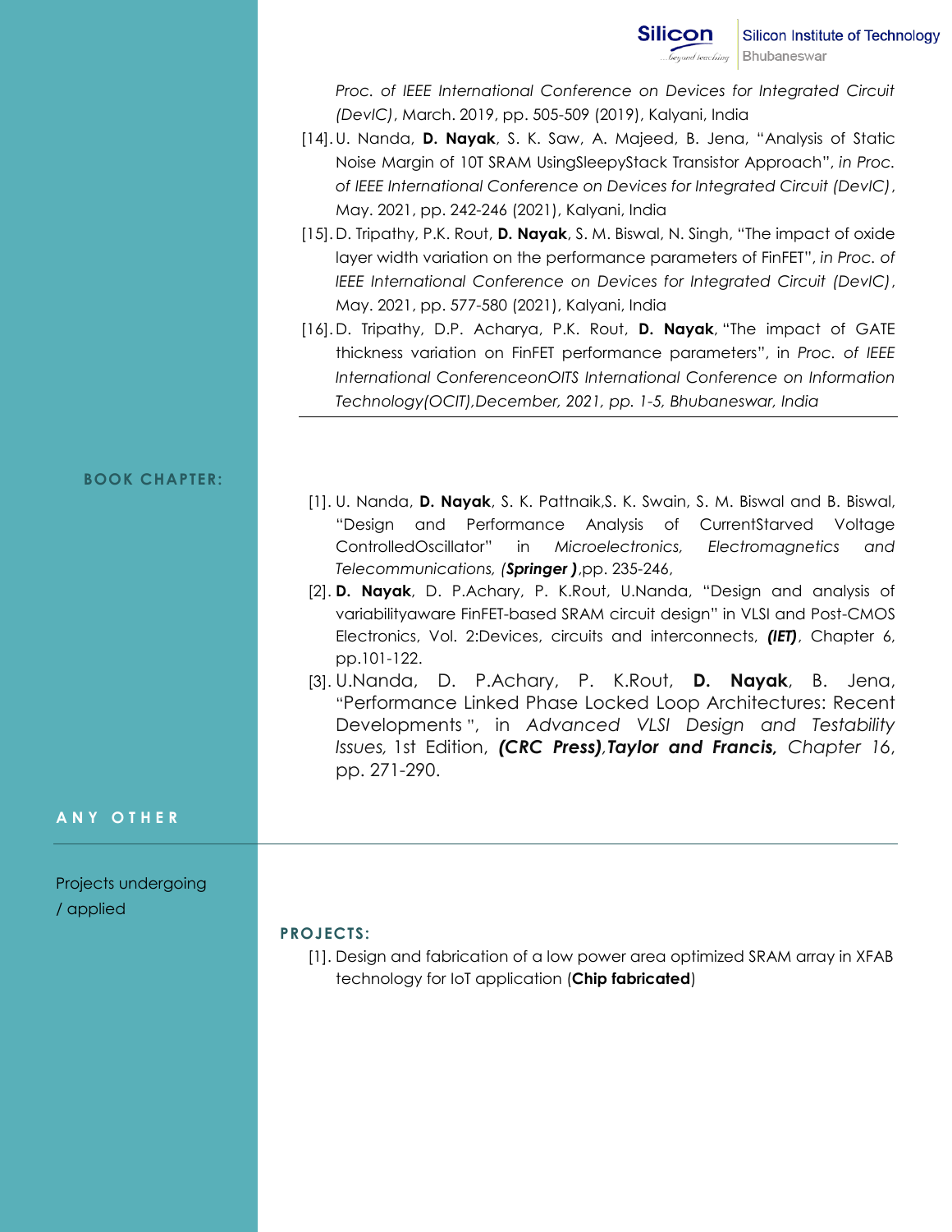*Proc. of IEEE International Conference on Devices for Integrated Circuit (DevIC)*, March. 2019, pp. 505-509 (2019), Kalyani, India

[14]. U. Nanda, **D. Nayak**, S. K. Saw, A. Majeed, B. Jena, "Analysis of Static Noise Margin of 10T SRAM UsingSleepyStack Transistor Approach", *in Proc. of IEEE International Conference on Devices for Integrated Circuit (DevIC)*, May. 2021, pp. 242-246 (2021), Kalyani, India

[15]. D. Tripathy, P.K. Rout, **D. Nayak**, S. M. Biswal, N. Singh, "The impact of oxide layer width variation on the performance parameters of FinFET", *in Proc. of IEEE International Conference on Devices for Integrated Circuit (DevIC)*, May. 2021, pp. 577-580 (2021), Kalyani, India

[16]. D. Tripathy, D.P. Acharya, P.K. Rout, **D. Nayak**, "The impact of GATE thickness variation on FinFET performance parameters", in *Proc. of IEEE International ConferenceonOITS International Conference on Information Technology(OCIT),December, 2021, pp. 1-5, Bhubaneswar, India*

## BOOK CHAPTER:

[1]. U. Nanda, **D. Nayak**, S. K. Pattnaik,S. K. Swain, S. M. Biswal and B. Biswal, "Design and Performance Analysis of CurrentStarved Voltage ControlledOscillator" in *Microelectronics, Electromagnetics and Telecommunications, (**Springer** )*,pp. 235-246,

[2]. **D. Nayak**, D. P.Achary, P. K.Rout, U.Nanda, "Design and analysis of variabilityaware FinFET-based SRAM circuit design" in VLSI and Post-CMOS Electronics, Vol. 2:Devices, circuits and interconnects, ***(IET)***, Chapter 6, pp.101-122.

[3]. U.Nanda, D. P.Achary, P. K.Rout, **D. Nayak**, B. Jena, "Performance Linked Phase Locked Loop Architectures: Recent Developments", in *Advanced VLSI Design and Testability Issues,* 1st Edition, ***(CRC Press)*,*Taylor and Francis,*** *Chapter 16*, pp. 271-290.

## ANY OTHER

Projects undergoing / applied

## PROJECTS:

[1]. Design and fabrication of a low power area optimized SRAM array in XFAB technology for IoT application (**Chip fabricated**)